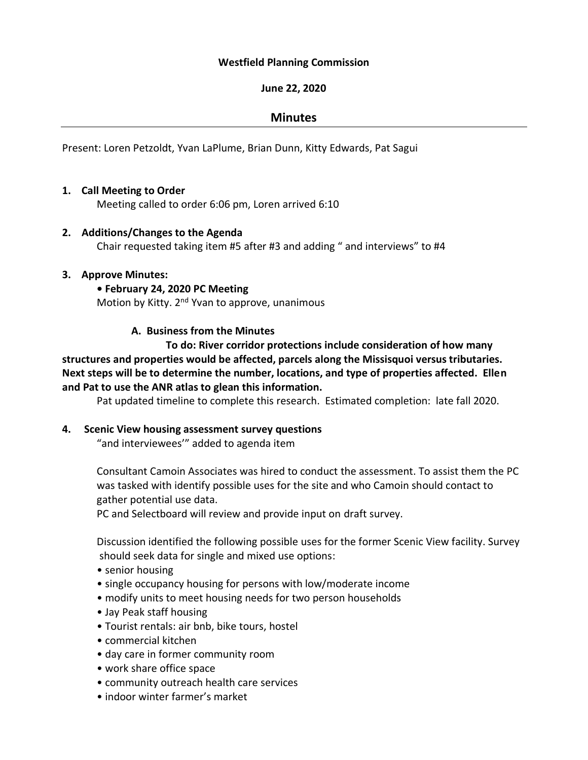**Westfield Planning Commission**

**June 22, 2020**

## Minutes

Present: Loren Petzoldt, Yvan LaPlume, Brian Dunn, Kitty Edwards, Pat Sagui

1. **Call Meeting to Order**

   Meeting called to order 6:06 pm, Loren arrived 6:10

2. **Additions/Changes to the Agenda**

   Chair requested taking item #5 after #3 and adding " and interviews" to #4

3. **Approve Minutes:**

   **• February 24, 2020 PC Meeting**

   Motion by Kitty. 2nd Yvan to approve, unanimous

   **A. Business from the Minutes**

   **To do: River corridor protections include consideration of how many structures and properties would be affected, parcels along the Missisquoi versus tributaries. Next steps will be to determine the number, locations, and type of properties affected. Ellen and Pat to use the ANR atlas to glean this information.**

   Pat updated timeline to complete this research. Estimated completion: late fall 2020.

4. **Scenic View housing assessment survey questions**

   "and interviewees'" added to agenda item

   Consultant Camoin Associates was hired to conduct the assessment. To assist them the PC was tasked with identify possible uses for the site and who Camoin should contact to gather potential use data.

   PC and Selectboard will review and provide input on draft survey.

   Discussion identified the following possible uses for the former Scenic View facility. Survey should seek data for single and mixed use options:

   - senior housing
   - single occupancy housing for persons with low/moderate income
   - modify units to meet housing needs for two person households
   - Jay Peak staff housing
   - Tourist rentals: air bnb, bike tours, hostel
   - commercial kitchen
   - day care in former community room
   - work share office space
   - community outreach health care services
   - indoor winter farmer's market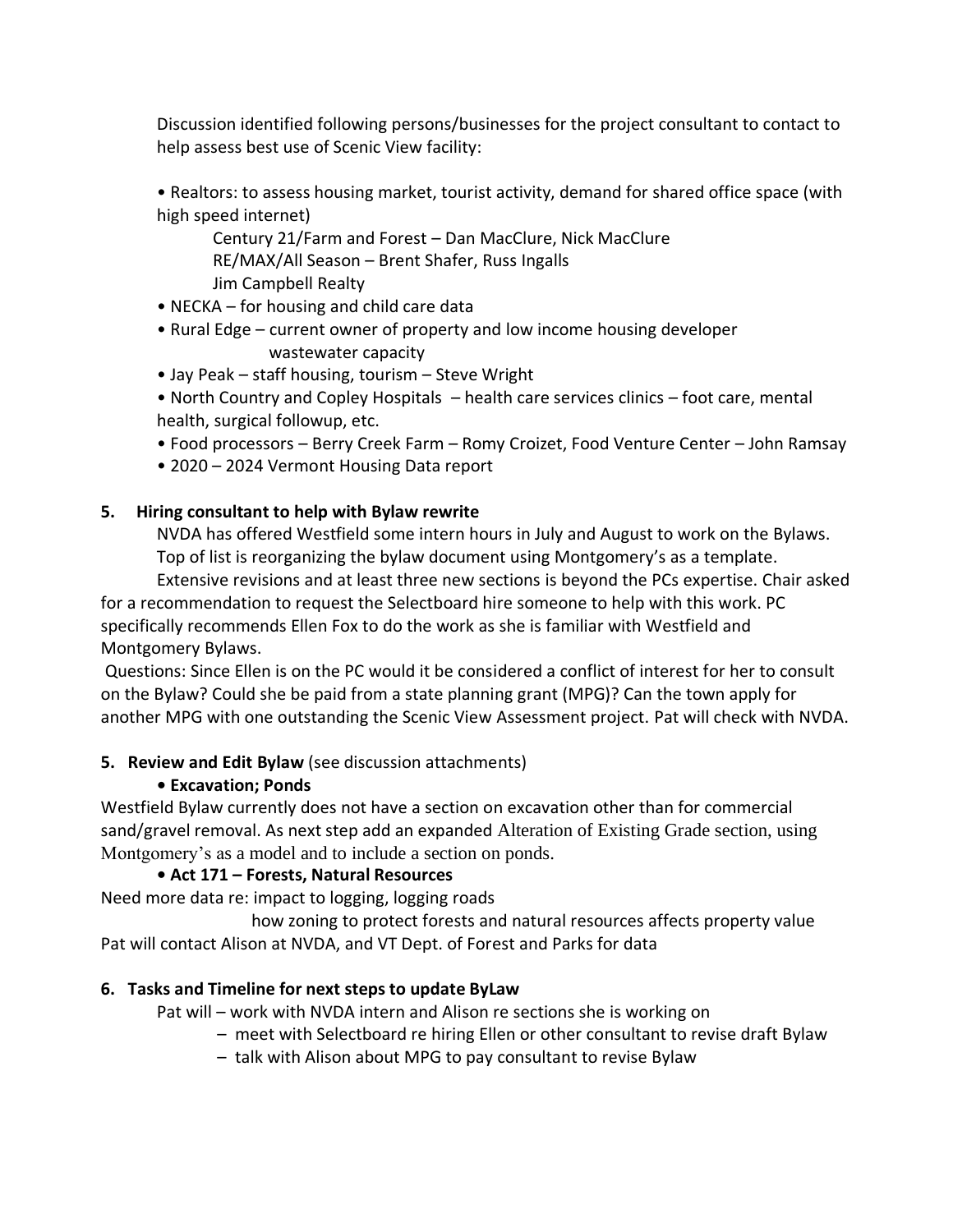Discussion identified following persons/businesses for the project consultant to contact to help assess best use of Scenic View facility:

• Realtors: to assess housing market, tourist activity, demand for shared office space (with high speed internet)

Century 21/Farm and Forest – Dan MacClure, Nick MacClure
RE/MAX/All Season – Brent Shafer, Russ Ingalls
Jim Campbell Realty

• NECKA – for housing and child care data

• Rural Edge – current owner of property and low income housing developer
wastewater capacity

• Jay Peak – staff housing, tourism – Steve Wright

• North Country and Copley Hospitals – health care services clinics – foot care, mental health, surgical followup, etc.

• Food processors – Berry Creek Farm – Romy Croizet, Food Venture Center – John Ramsay

• 2020 – 2024 Vermont Housing Data report

**5. Hiring consultant to help with Bylaw rewrite**

NVDA has offered Westfield some intern hours in July and August to work on the Bylaws. Top of list is reorganizing the bylaw document using Montgomery's as a template.

Extensive revisions and at least three new sections is beyond the PCs expertise. Chair asked for a recommendation to request the Selectboard hire someone to help with this work. PC specifically recommends Ellen Fox to do the work as she is familiar with Westfield and Montgomery Bylaws.

Questions: Since Ellen is on the PC would it be considered a conflict of interest for her to consult on the Bylaw? Could she be paid from a state planning grant (MPG)? Can the town apply for another MPG with one outstanding the Scenic View Assessment project. Pat will check with NVDA.

**5. Review and Edit Bylaw** (see discussion attachments)

**• Excavation; Ponds**

Westfield Bylaw currently does not have a section on excavation other than for commercial sand/gravel removal. As next step add an expanded Alteration of Existing Grade section, using Montgomery's as a model and to include a section on ponds.

**• Act 171 – Forests, Natural Resources**

Need more data re: impact to logging, logging roads
how zoning to protect forests and natural resources affects property value

Pat will contact Alison at NVDA, and VT Dept. of Forest and Parks for data

**6. Tasks and Timeline for next steps to update ByLaw**

Pat will – work with NVDA intern and Alison re sections she is working on
– meet with Selectboard re hiring Ellen or other consultant to revise draft Bylaw
– talk with Alison about MPG to pay consultant to revise Bylaw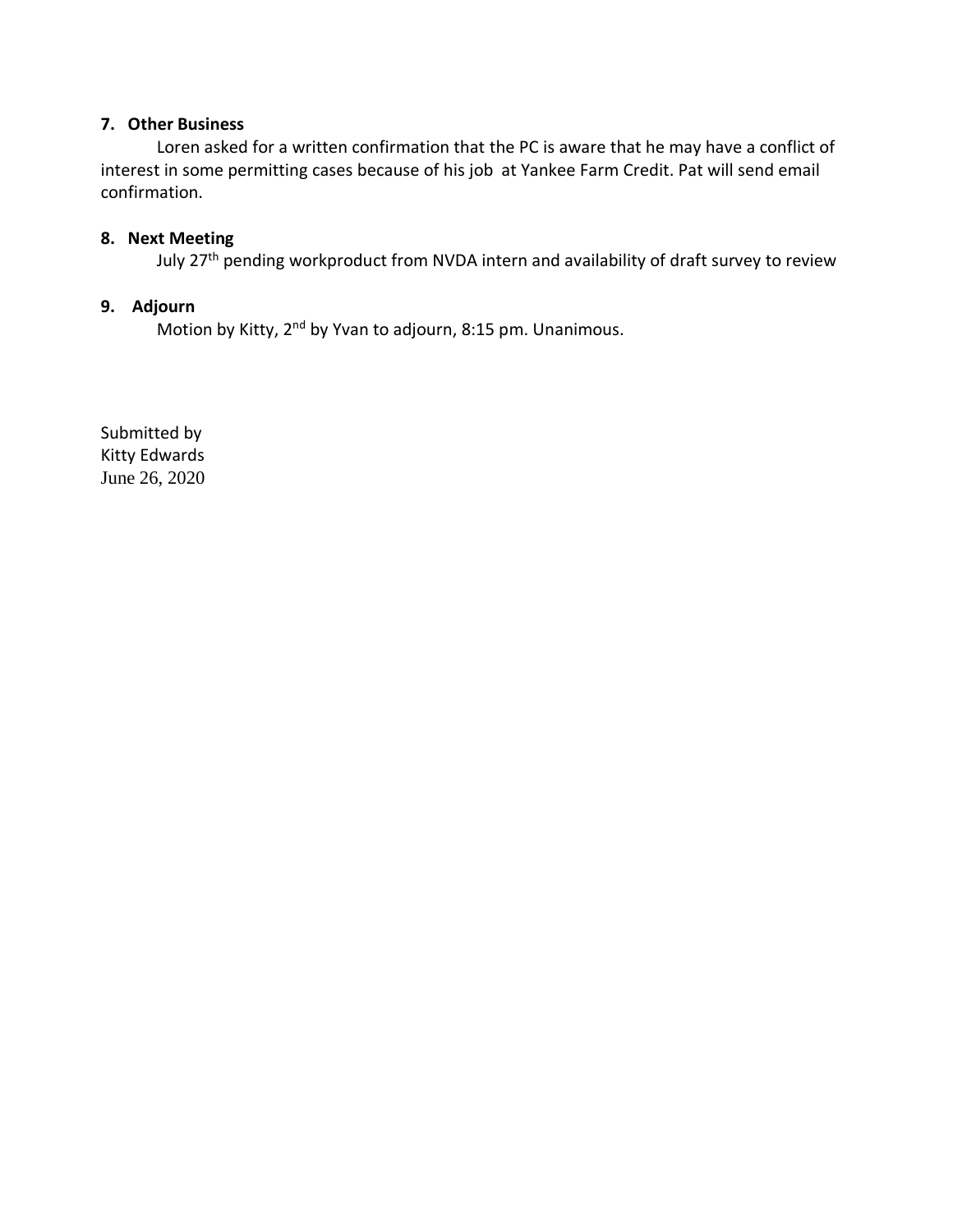**7. Other Business**

Loren asked for a written confirmation that the PC is aware that he may have a conflict of interest in some permitting cases because of his job at Yankee Farm Credit. Pat will send email confirmation.

**8. Next Meeting**

July 27th pending workproduct from NVDA intern and availability of draft survey to review

**9. Adjourn**

Motion by Kitty, 2nd by Yvan to adjourn, 8:15 pm. Unanimous.

Submitted by
Kitty Edwards
June 26, 2020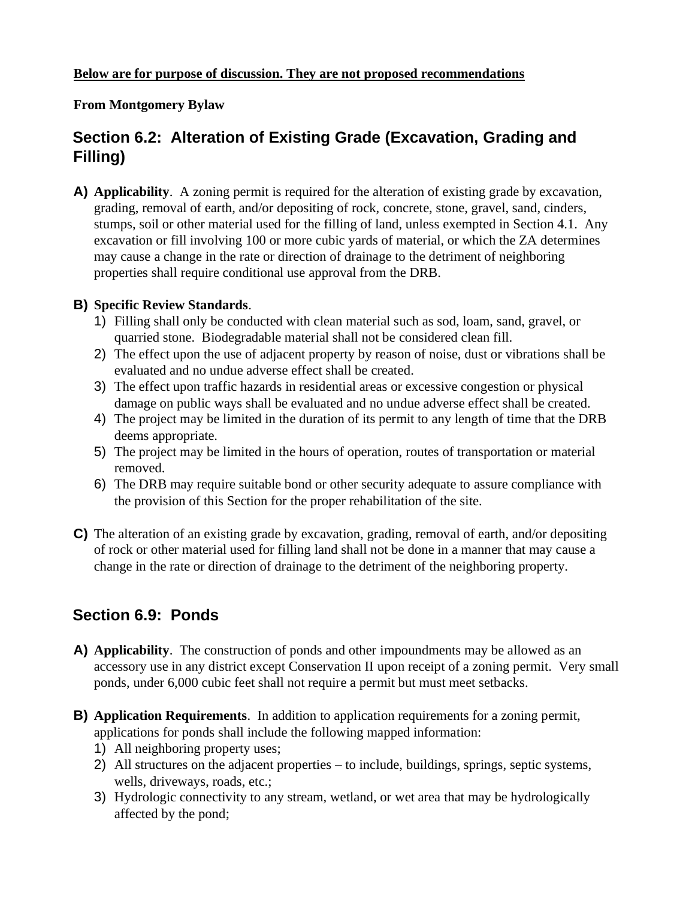**Below are for purpose of discussion. They are not proposed recommendations**

**From Montgomery Bylaw**

## Section 6.2: Alteration of Existing Grade (Excavation, Grading and Filling)

**A) Applicability**. A zoning permit is required for the alteration of existing grade by excavation, grading, removal of earth, and/or depositing of rock, concrete, stone, gravel, sand, cinders, stumps, soil or other material used for the filling of land, unless exempted in Section 4.1. Any excavation or fill involving 100 or more cubic yards of material, or which the ZA determines may cause a change in the rate or direction of drainage to the detriment of neighboring properties shall require conditional use approval from the DRB.

**B) Specific Review Standards**.

1) Filling shall only be conducted with clean material such as sod, loam, sand, gravel, or quarried stone. Biodegradable material shall not be considered clean fill.
2) The effect upon the use of adjacent property by reason of noise, dust or vibrations shall be evaluated and no undue adverse effect shall be created.
3) The effect upon traffic hazards in residential areas or excessive congestion or physical damage on public ways shall be evaluated and no undue adverse effect shall be created.
4) The project may be limited in the duration of its permit to any length of time that the DRB deems appropriate.
5) The project may be limited in the hours of operation, routes of transportation or material removed.
6) The DRB may require suitable bond or other security adequate to assure compliance with the provision of this Section for the proper rehabilitation of the site.

**C)** The alteration of an existing grade by excavation, grading, removal of earth, and/or depositing of rock or other material used for filling land shall not be done in a manner that may cause a change in the rate or direction of drainage to the detriment of the neighboring property.

## Section 6.9: Ponds

**A) Applicability**. The construction of ponds and other impoundments may be allowed as an accessory use in any district except Conservation II upon receipt of a zoning permit. Very small ponds, under 6,000 cubic feet shall not require a permit but must meet setbacks.

**B) Application Requirements**. In addition to application requirements for a zoning permit, applications for ponds shall include the following mapped information:

1) All neighboring property uses;
2) All structures on the adjacent properties – to include, buildings, springs, septic systems, wells, driveways, roads, etc.;
3) Hydrologic connectivity to any stream, wetland, or wet area that may be hydrologically affected by the pond;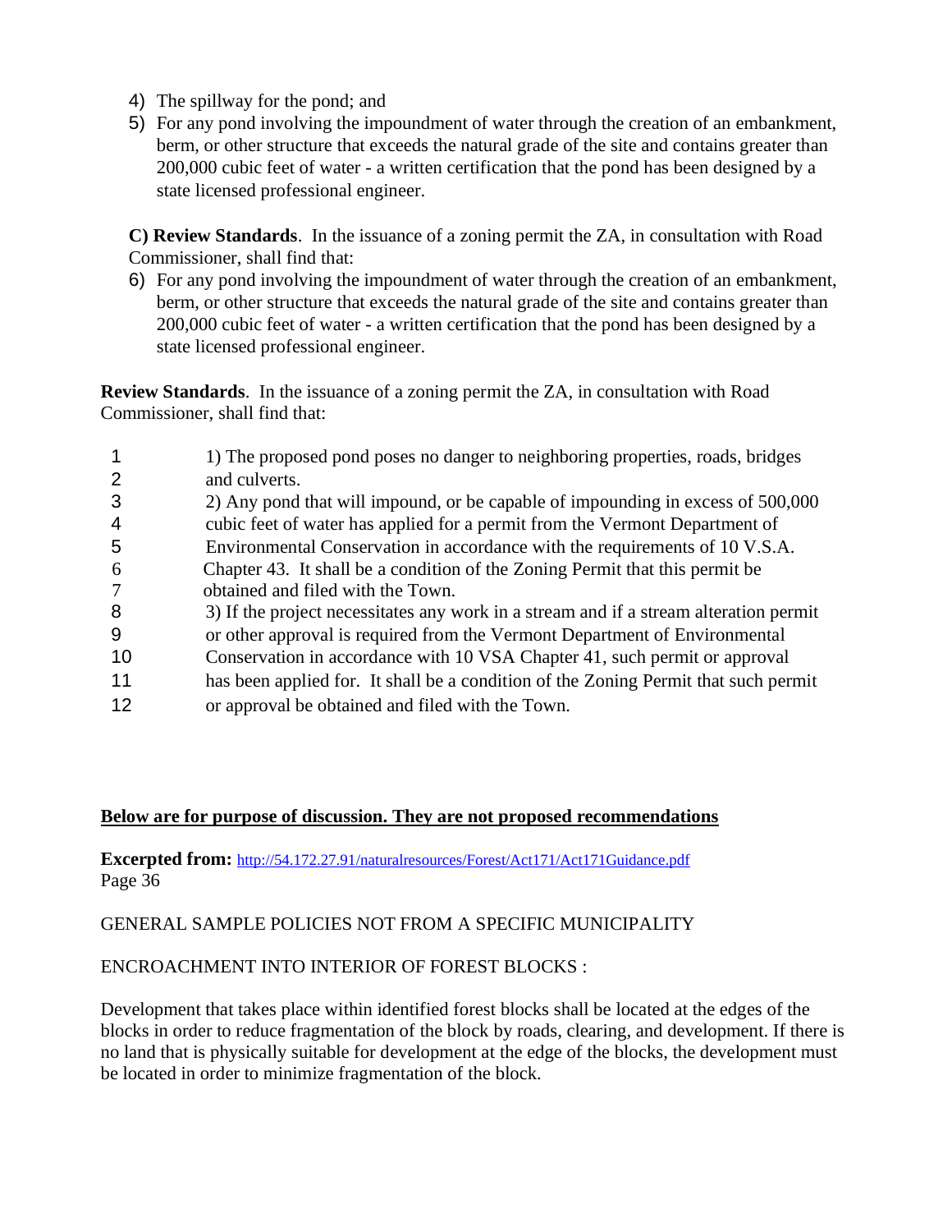4) The spillway for the pond; and
5) For any pond involving the impoundment of water through the creation of an embankment, berm, or other structure that exceeds the natural grade of the site and contains greater than 200,000 cubic feet of water - a written certification that the pond has been designed by a state licensed professional engineer.

**C) Review Standards**. In the issuance of a zoning permit the ZA, in consultation with Road Commissioner, shall find that:

6) For any pond involving the impoundment of water through the creation of an embankment, berm, or other structure that exceeds the natural grade of the site and contains greater than 200,000 cubic feet of water - a written certification that the pond has been designed by a state licensed professional engineer.

**Review Standards**. In the issuance of a zoning permit the ZA, in consultation with Road Commissioner, shall find that:

1 1) The proposed pond poses no danger to neighboring properties, roads, bridges
2 and culverts.
3 2) Any pond that will impound, or be capable of impounding in excess of 500,000
4 cubic feet of water has applied for a permit from the Vermont Department of
5 Environmental Conservation in accordance with the requirements of 10 V.S.A.
6 Chapter 43. It shall be a condition of the Zoning Permit that this permit be
7 obtained and filed with the Town.
8 3) If the project necessitates any work in a stream and if a stream alteration permit
9 or other approval is required from the Vermont Department of Environmental
10 Conservation in accordance with 10 VSA Chapter 41, such permit or approval
11 has been applied for. It shall be a condition of the Zoning Permit that such permit
12 or approval be obtained and filed with the Town.

<u>**Below are for purpose of discussion. They are not proposed recommendations**</u>

**Excerpted from:** http://54.172.27.91/naturalresources/Forest/Act171/Act171Guidance.pdf
Page 36

GENERAL SAMPLE POLICIES NOT FROM A SPECIFIC MUNICIPALITY

ENCROACHMENT INTO INTERIOR OF FOREST BLOCKS :

Development that takes place within identified forest blocks shall be located at the edges of the blocks in order to reduce fragmentation of the block by roads, clearing, and development. If there is no land that is physically suitable for development at the edge of the blocks, the development must be located in order to minimize fragmentation of the block.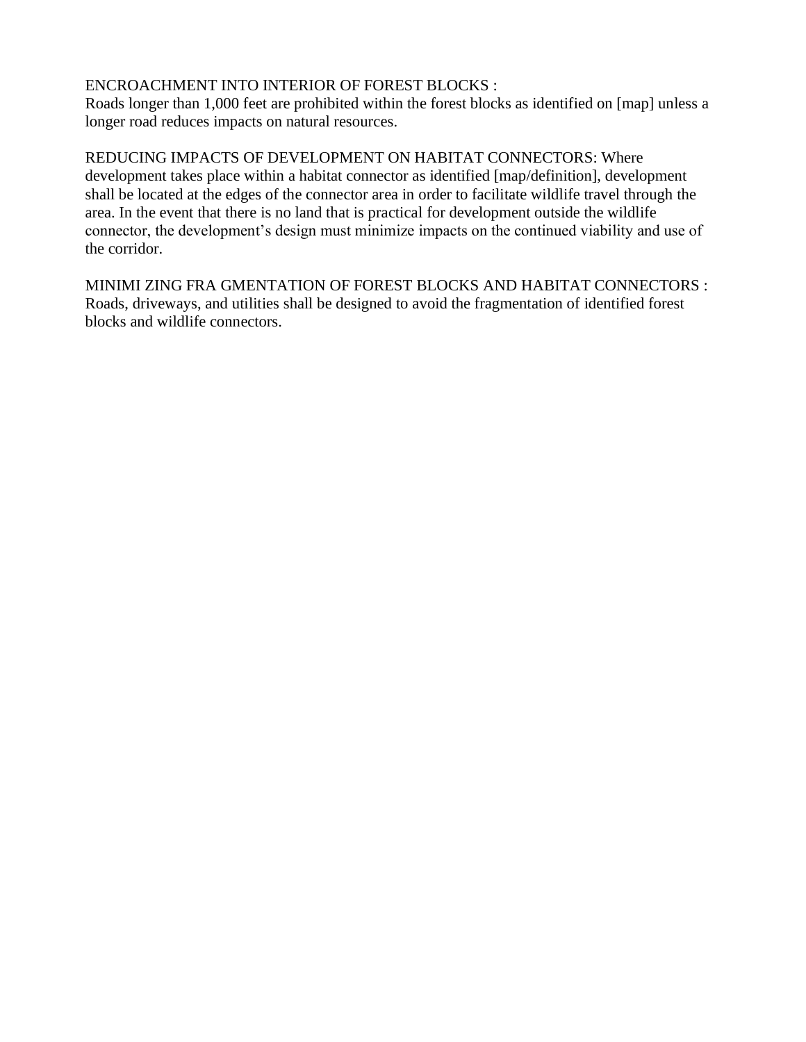ENCROACHMENT INTO INTERIOR OF FOREST BLOCKS :
Roads longer than 1,000 feet are prohibited within the forest blocks as identified on [map] unless a longer road reduces impacts on natural resources.

REDUCING IMPACTS OF DEVELOPMENT ON HABITAT CONNECTORS: Where development takes place within a habitat connector as identified [map/definition], development shall be located at the edges of the connector area in order to facilitate wildlife travel through the area. In the event that there is no land that is practical for development outside the wildlife connector, the development's design must minimize impacts on the continued viability and use of the corridor.

MINIMI ZING FRA GMENTATION OF FOREST BLOCKS AND HABITAT CONNECTORS :
Roads, driveways, and utilities shall be designed to avoid the fragmentation of identified forest blocks and wildlife connectors.